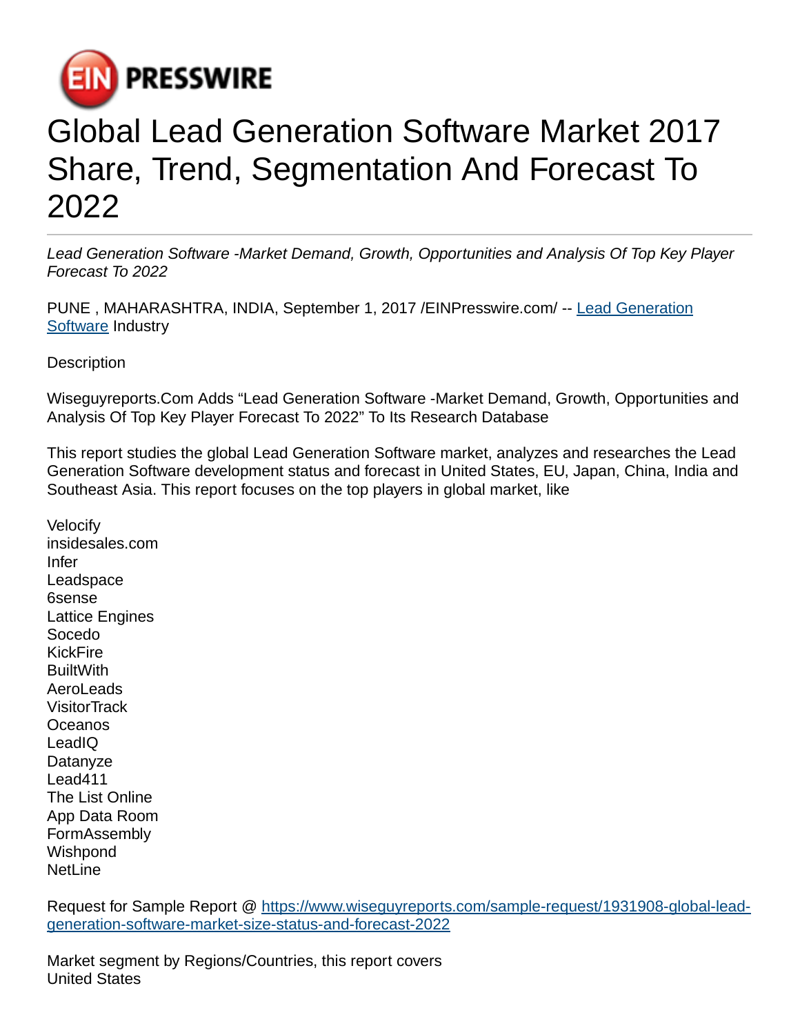# Global Lead Generation Software Market 2017 Share, Trend, Segmentation And Forecast To 2022

*Lead Generation Software -Market Demand, Growth, Opportunities and Analysis Of Top Key Player Forecast To 2022*

PUNE , MAHARASHTRA, INDIA, September 1, 2017 /EINPresswire.com/ -- [Lead Generation Software](#) Industry

Description

Wiseguyreports.Com Adds “Lead Generation Software -Market Demand, Growth, Opportunities and Analysis Of Top Key Player Forecast To 2022” To Its Research Database

This report studies the global Lead Generation Software market, analyzes and researches the Lead Generation Software development status and forecast in United States, EU, Japan, China, India and Southeast Asia. This report focuses on the top players in global market, like

Velocify
insidesales.com
Infer
Leadspace
6sense
Lattice Engines
Socedo
KickFire
BuiltWith
AeroLeads
VisitorTrack
Oceanos
LeadIQ
Datanyze
Lead411
The List Online
App Data Room
FormAssembly
Wishpond
NetLine

Request for Sample Report @ [https://www.wiseguyreports.com/sample-request/1931908-global-lead-generation-software-market-size-status-and-forecast-2022](https://www.wiseguyreports.com/sample-request/1931908-global-lead-generation-software-market-size-status-and-forecast-2022)

Market segment by Regions/Countries, this report covers
United States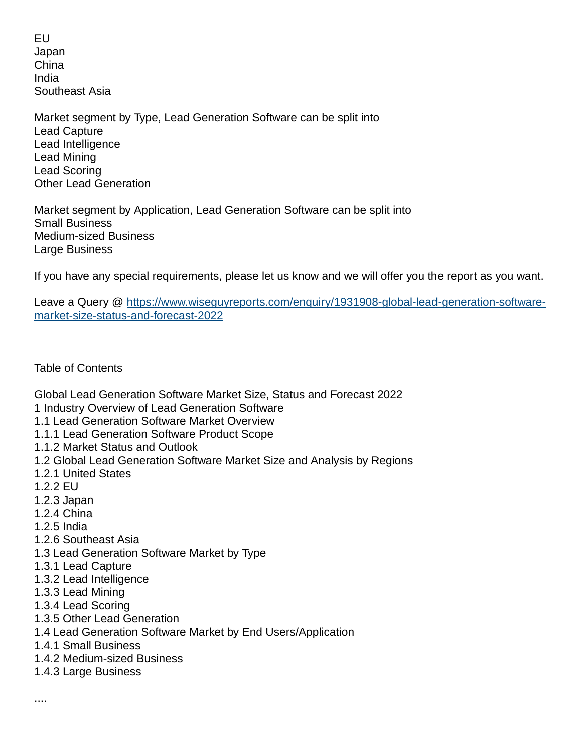EU
Japan
China
India
Southeast Asia

Market segment by Type, Lead Generation Software can be split into
Lead Capture
Lead Intelligence
Lead Mining
Lead Scoring
Other Lead Generation

Market segment by Application, Lead Generation Software can be split into
Small Business
Medium-sized Business
Large Business

If you have any special requirements, please let us know and we will offer you the report as you want.

Leave a Query @ [https://www.wiseguyreports.com/enquiry/1931908-global-lead-generation-software-market-size-status-and-forecast-2022](https://www.wiseguyreports.com/enquiry/1931908-global-lead-generation-software-market-size-status-and-forecast-2022)

Table of Contents

Global Lead Generation Software Market Size, Status and Forecast 2022
1 Industry Overview of Lead Generation Software
1.1 Lead Generation Software Market Overview
1.1.1 Lead Generation Software Product Scope
1.1.2 Market Status and Outlook
1.2 Global Lead Generation Software Market Size and Analysis by Regions
1.2.1 United States
1.2.2 EU
1.2.3 Japan
1.2.4 China
1.2.5 India
1.2.6 Southeast Asia
1.3 Lead Generation Software Market by Type
1.3.1 Lead Capture
1.3.2 Lead Intelligence
1.3.3 Lead Mining
1.3.4 Lead Scoring
1.3.5 Other Lead Generation
1.4 Lead Generation Software Market by End Users/Application
1.4.1 Small Business
1.4.2 Medium-sized Business
1.4.3 Large Business

....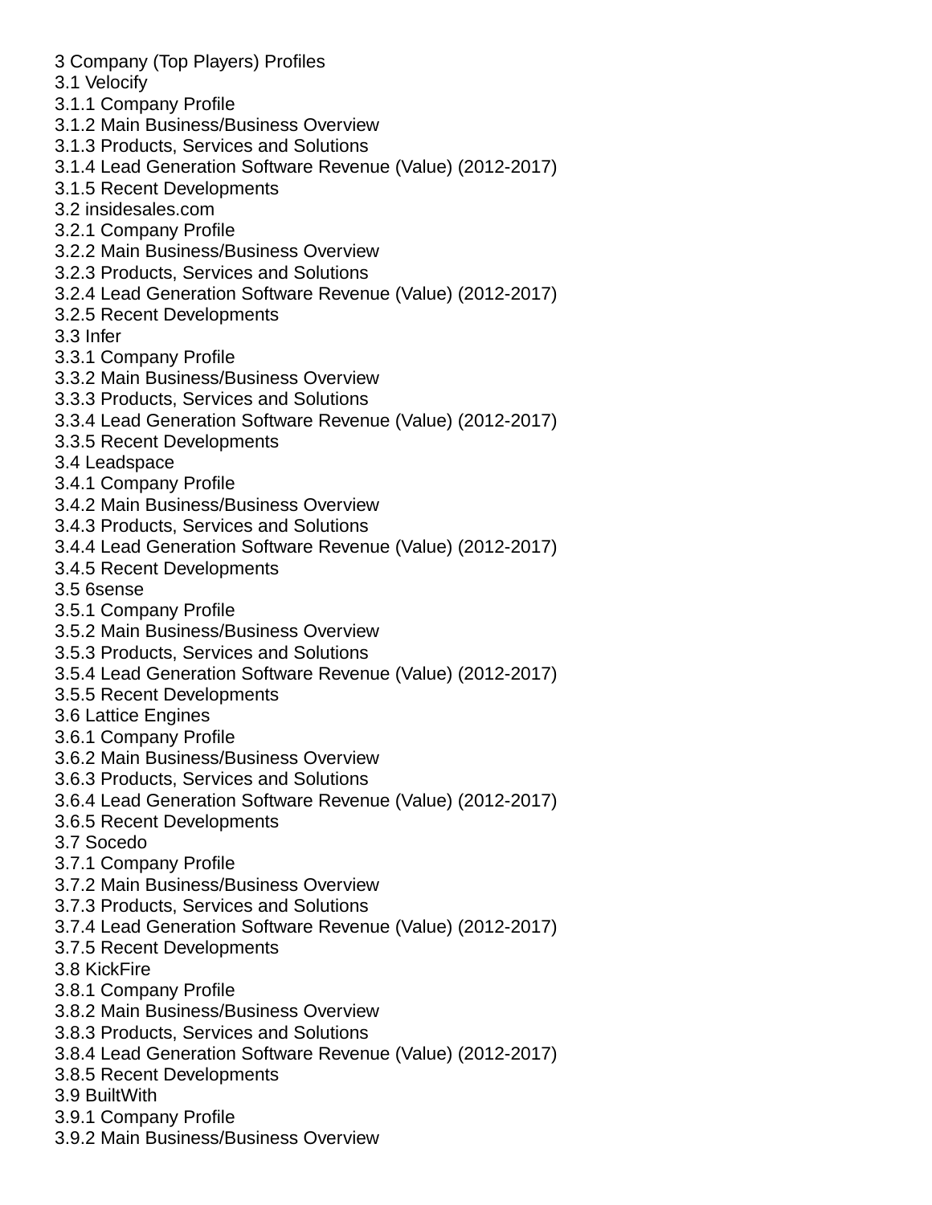3 Company (Top Players) Profiles
3.1 Velocify
3.1.1 Company Profile
3.1.2 Main Business/Business Overview
3.1.3 Products, Services and Solutions
3.1.4 Lead Generation Software Revenue (Value) (2012-2017)
3.1.5 Recent Developments
3.2 insidesales.com
3.2.1 Company Profile
3.2.2 Main Business/Business Overview
3.2.3 Products, Services and Solutions
3.2.4 Lead Generation Software Revenue (Value) (2012-2017)
3.2.5 Recent Developments
3.3 Infer
3.3.1 Company Profile
3.3.2 Main Business/Business Overview
3.3.3 Products, Services and Solutions
3.3.4 Lead Generation Software Revenue (Value) (2012-2017)
3.3.5 Recent Developments
3.4 Leadspace
3.4.1 Company Profile
3.4.2 Main Business/Business Overview
3.4.3 Products, Services and Solutions
3.4.4 Lead Generation Software Revenue (Value) (2012-2017)
3.4.5 Recent Developments
3.5 6sense
3.5.1 Company Profile
3.5.2 Main Business/Business Overview
3.5.3 Products, Services and Solutions
3.5.4 Lead Generation Software Revenue (Value) (2012-2017)
3.5.5 Recent Developments
3.6 Lattice Engines
3.6.1 Company Profile
3.6.2 Main Business/Business Overview
3.6.3 Products, Services and Solutions
3.6.4 Lead Generation Software Revenue (Value) (2012-2017)
3.6.5 Recent Developments
3.7 Socedo
3.7.1 Company Profile
3.7.2 Main Business/Business Overview
3.7.3 Products, Services and Solutions
3.7.4 Lead Generation Software Revenue (Value) (2012-2017)
3.7.5 Recent Developments
3.8 KickFire
3.8.1 Company Profile
3.8.2 Main Business/Business Overview
3.8.3 Products, Services and Solutions
3.8.4 Lead Generation Software Revenue (Value) (2012-2017)
3.8.5 Recent Developments
3.9 BuiltWith
3.9.1 Company Profile
3.9.2 Main Business/Business Overview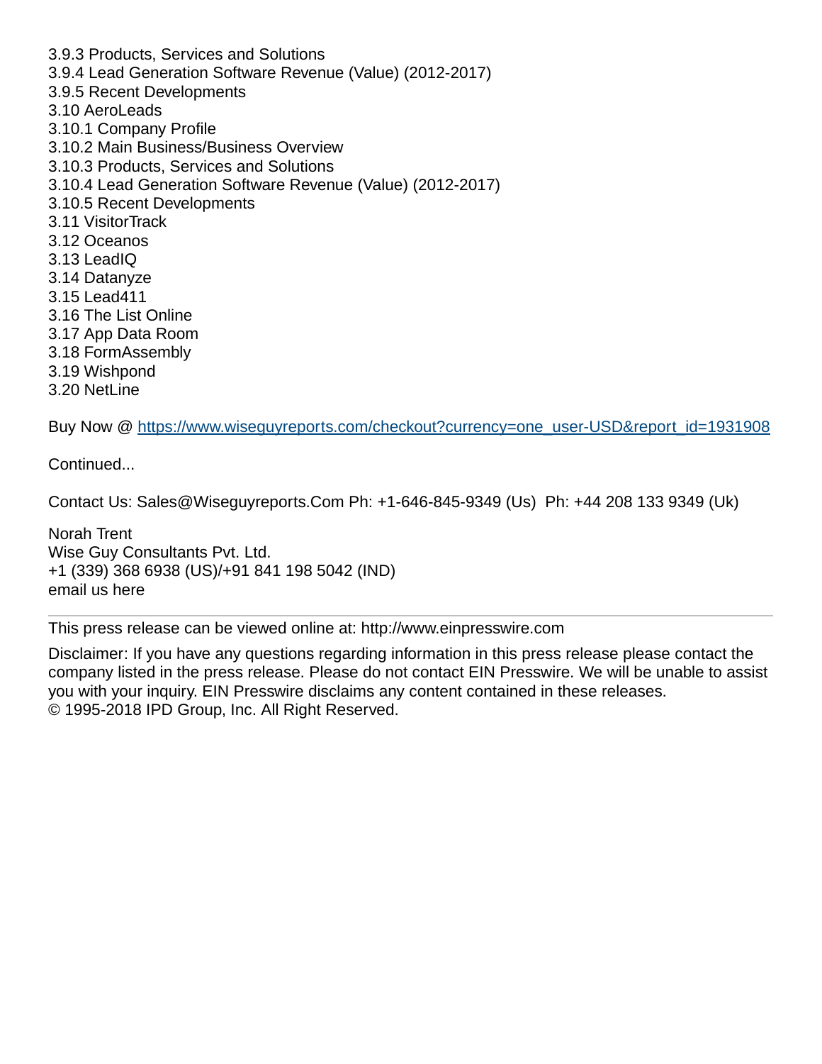3.9.3 Products, Services and Solutions
3.9.4 Lead Generation Software Revenue (Value) (2012-2017)
3.9.5 Recent Developments
3.10 AeroLeads
3.10.1 Company Profile
3.10.2 Main Business/Business Overview
3.10.3 Products, Services and Solutions
3.10.4 Lead Generation Software Revenue (Value) (2012-2017)
3.10.5 Recent Developments
3.11 VisitorTrack
3.12 Oceanos
3.13 LeadIQ
3.14 Datanyze
3.15 Lead411
3.16 The List Online
3.17 App Data Room
3.18 FormAssembly
3.19 Wishpond
3.20 NetLine

Buy Now @ https://www.wiseguyreports.com/checkout?currency=one_user-USD&report_id=1931908

Continued...

Contact Us: Sales@Wiseguyreports.Com Ph: +1-646-845-9349 (Us) Ph: +44 208 133 9349 (Uk)

Norah Trent
Wise Guy Consultants Pvt. Ltd.
+1 (339) 368 6938 (US)/+91 841 198 5042 (IND)
email us here

---

This press release can be viewed online at: http://www.einpresswire.com

Disclaimer: If you have any questions regarding information in this press release please contact the company listed in the press release. Please do not contact EIN Presswire. We will be unable to assist you with your inquiry. EIN Presswire disclaims any content contained in these releases.
© 1995-2018 IPD Group, Inc. All Right Reserved.